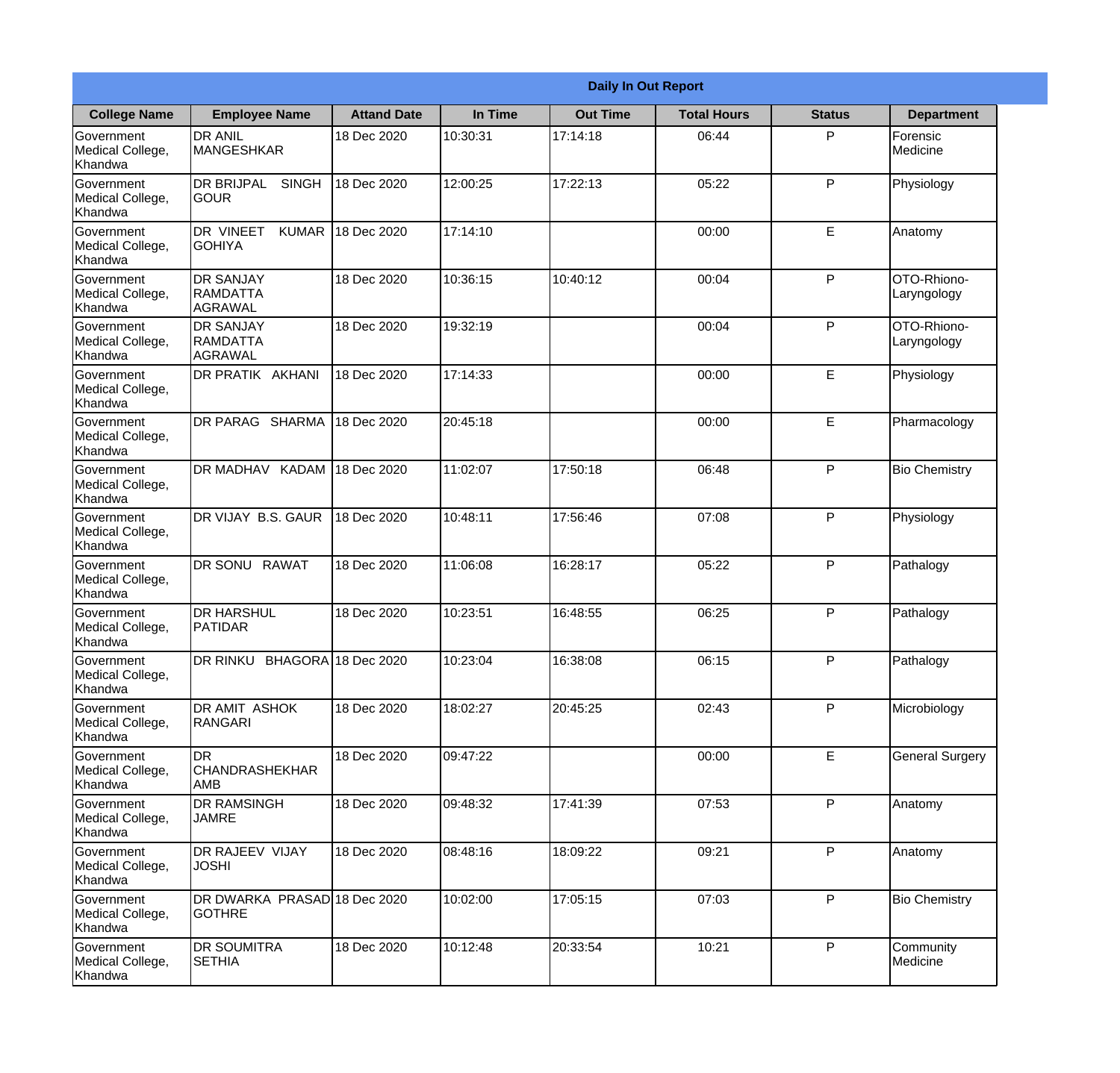| Daily In Out Report | | | | | | | |
|---|---|---|---|---|---|---|---|
| College Name | Employee Name | Attand Date | In Time | Out Time | Total Hours | Status | Department |
| Government Medical College, Khandwa | DR ANIL MANGESHKAR | 18 Dec 2020 | 10:30:31 | 17:14:18 | 06:44 | P | Forensic Medicine |
| Government Medical College, Khandwa | DR BRIJPAL SINGH GOUR | 18 Dec 2020 | 12:00:25 | 17:22:13 | 05:22 | P | Physiology |
| Government Medical College, Khandwa | DR VINEET KUMAR GOHIYA | 18 Dec 2020 | 17:14:10 | | 00:00 | E | Anatomy |
| Government Medical College, Khandwa | DR SANJAY RAMDATTA AGRAWAL | 18 Dec 2020 | 10:36:15 | 10:40:12 | 00:04 | P | OTO-Rhiono-Laryngology |
| Government Medical College, Khandwa | DR SANJAY RAMDATTA AGRAWAL | 18 Dec 2020 | 19:32:19 | | 00:04 | P | OTO-Rhiono-Laryngology |
| Government Medical College, Khandwa | DR PRATIK AKHANI | 18 Dec 2020 | 17:14:33 | | 00:00 | E | Physiology |
| Government Medical College, Khandwa | DR PARAG SHARMA | 18 Dec 2020 | 20:45:18 | | 00:00 | E | Pharmacology |
| Government Medical College, Khandwa | DR MADHAV KADAM | 18 Dec 2020 | 11:02:07 | 17:50:18 | 06:48 | P | Bio Chemistry |
| Government Medical College, Khandwa | DR VIJAY B.S. GAUR | 18 Dec 2020 | 10:48:11 | 17:56:46 | 07:08 | P | Physiology |
| Government Medical College, Khandwa | DR SONU RAWAT | 18 Dec 2020 | 11:06:08 | 16:28:17 | 05:22 | P | Pathalogy |
| Government Medical College, Khandwa | DR HARSHUL PATIDAR | 18 Dec 2020 | 10:23:51 | 16:48:55 | 06:25 | P | Pathalogy |
| Government Medical College, Khandwa | DR RINKU BHAGORA | 18 Dec 2020 | 10:23:04 | 16:38:08 | 06:15 | P | Pathalogy |
| Government Medical College, Khandwa | DR AMIT ASHOK RANGARI | 18 Dec 2020 | 18:02:27 | 20:45:25 | 02:43 | P | Microbiology |
| Government Medical College, Khandwa | DR CHANDRASHEKHAR AMB | 18 Dec 2020 | 09:47:22 | | 00:00 | E | General Surgery |
| Government Medical College, Khandwa | DR RAMSINGH JAMRE | 18 Dec 2020 | 09:48:32 | 17:41:39 | 07:53 | P | Anatomy |
| Government Medical College, Khandwa | DR RAJEEV VIJAY JOSHI | 18 Dec 2020 | 08:48:16 | 18:09:22 | 09:21 | P | Anatomy |
| Government Medical College, Khandwa | DR DWARKA PRASAD GOTHRE | 18 Dec 2020 | 10:02:00 | 17:05:15 | 07:03 | P | Bio Chemistry |
| Government Medical College, Khandwa | DR SOUMITRA SETHIA | 18 Dec 2020 | 10:12:48 | 20:33:54 | 10:21 | P | Community Medicine |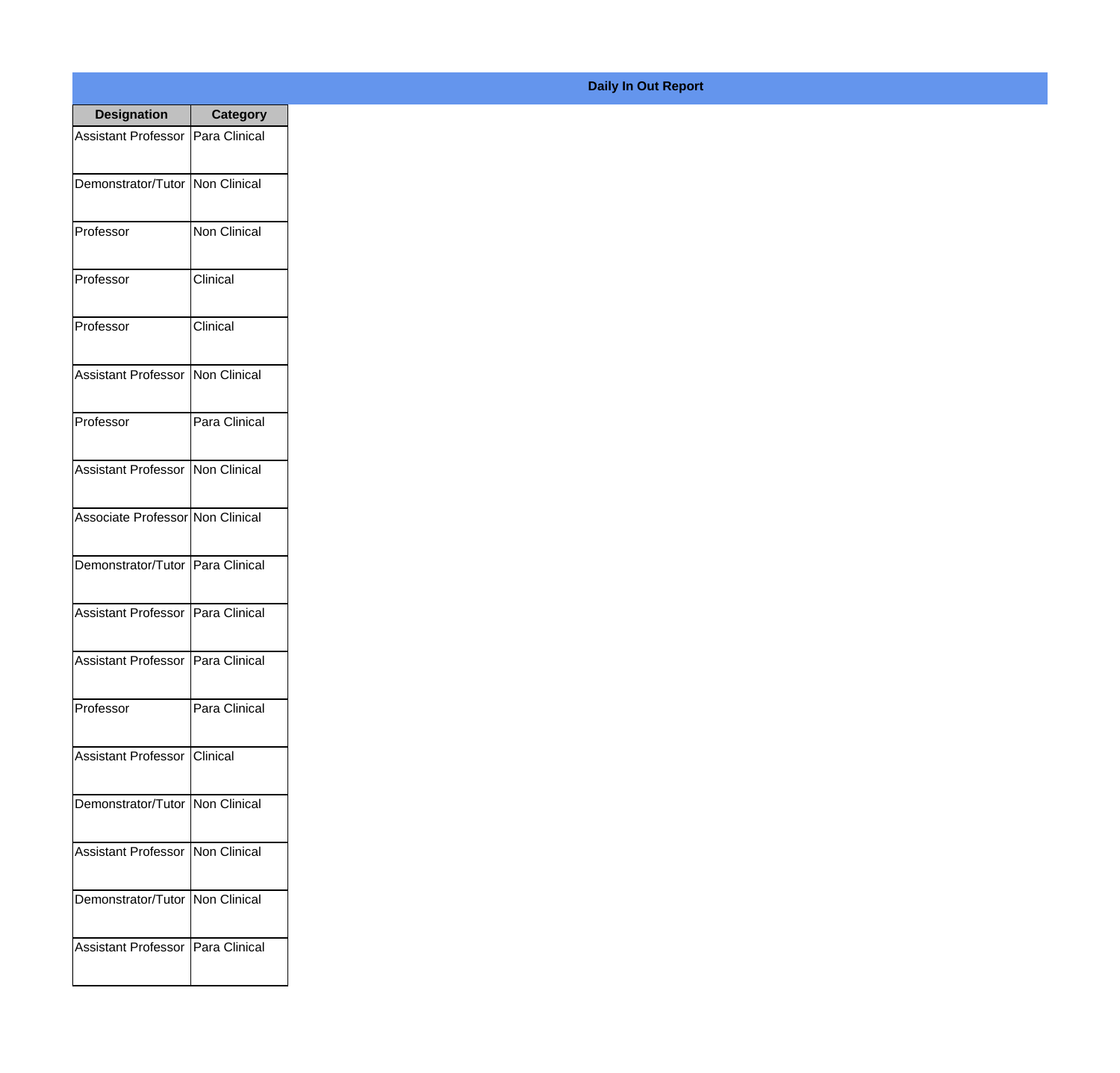**Daily In Out Report**

| Designation | Category |
|---|---|
| Assistant Professor | Para Clinical |
| Demonstrator/Tutor | Non Clinical |
| Professor | Non Clinical |
| Professor | Clinical |
| Professor | Clinical |
| Assistant Professor | Non Clinical |
| Professor | Para Clinical |
| Assistant Professor | Non Clinical |
| Associate Professor | Non Clinical |
| Demonstrator/Tutor | Para Clinical |
| Assistant Professor | Para Clinical |
| Assistant Professor | Para Clinical |
| Professor | Para Clinical |
| Assistant Professor | Clinical |
| Demonstrator/Tutor | Non Clinical |
| Assistant Professor | Non Clinical |
| Demonstrator/Tutor | Non Clinical |
| Assistant Professor | Para Clinical |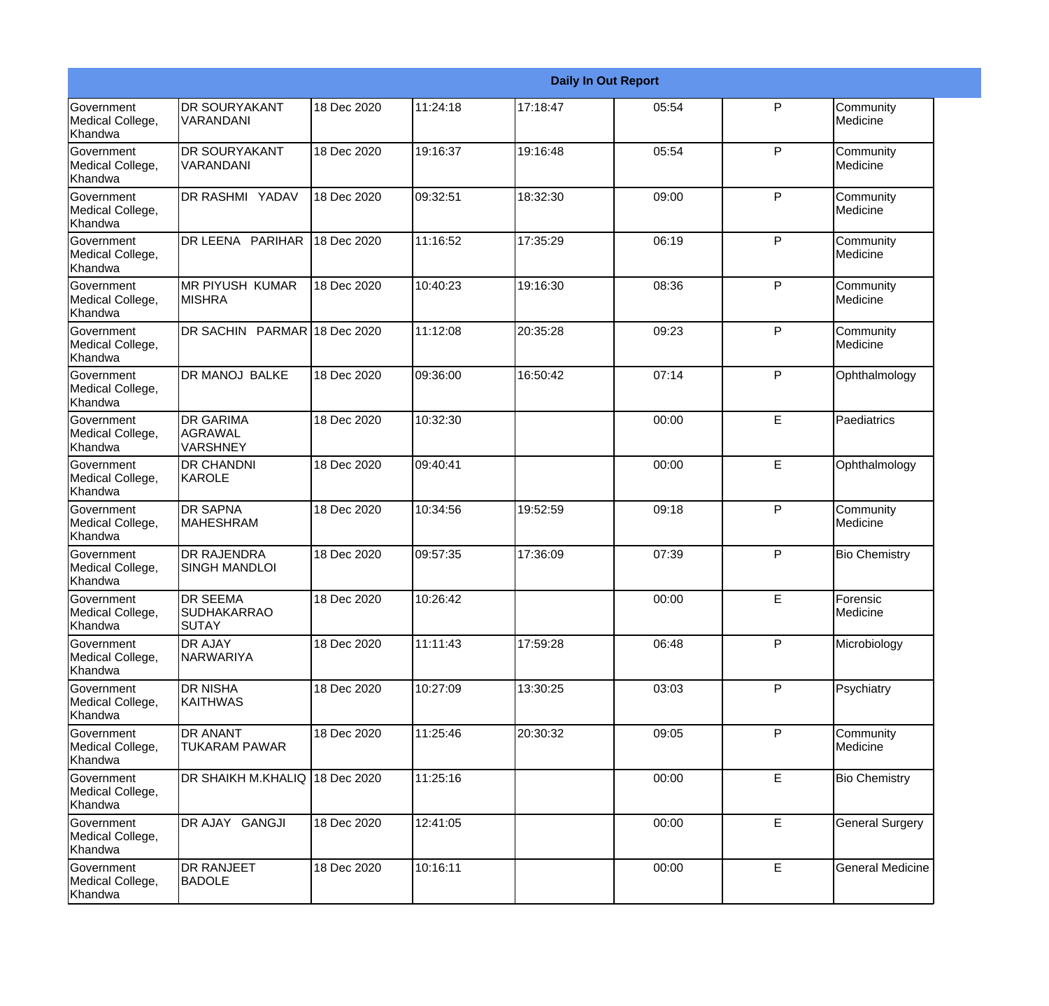| Daily In Out Report | | | | | | | |
|---|---|---|---|---|---|---|---|
| Government Medical College, Khandwa | DR SOURYAKANT VARANDANI | 18 Dec 2020 | 11:24:18 | 17:18:47 | 05:54 | P | Community Medicine |
| Government Medical College, Khandwa | DR SOURYAKANT VARANDANI | 18 Dec 2020 | 19:16:37 | 19:16:48 | 05:54 | P | Community Medicine |
| Government Medical College, Khandwa | DR RASHMI YADAV | 18 Dec 2020 | 09:32:51 | 18:32:30 | 09:00 | P | Community Medicine |
| Government Medical College, Khandwa | DR LEENA PARIHAR | 18 Dec 2020 | 11:16:52 | 17:35:29 | 06:19 | P | Community Medicine |
| Government Medical College, Khandwa | MR PIYUSH KUMAR MISHRA | 18 Dec 2020 | 10:40:23 | 19:16:30 | 08:36 | P | Community Medicine |
| Government Medical College, Khandwa | DR SACHIN PARMAR | 18 Dec 2020 | 11:12:08 | 20:35:28 | 09:23 | P | Community Medicine |
| Government Medical College, Khandwa | DR MANOJ BALKE | 18 Dec 2020 | 09:36:00 | 16:50:42 | 07:14 | P | Ophthalmology |
| Government Medical College, Khandwa | DR GARIMA AGRAWAL VARSHNEY | 18 Dec 2020 | 10:32:30 | | 00:00 | E | Paediatrics |
| Government Medical College, Khandwa | DR CHANDNI KAROLE | 18 Dec 2020 | 09:40:41 | | 00:00 | E | Ophthalmology |
| Government Medical College, Khandwa | DR SAPNA MAHESHRAM | 18 Dec 2020 | 10:34:56 | 19:52:59 | 09:18 | P | Community Medicine |
| Government Medical College, Khandwa | DR RAJENDRA SINGH MANDLOI | 18 Dec 2020 | 09:57:35 | 17:36:09 | 07:39 | P | Bio Chemistry |
| Government Medical College, Khandwa | DR SEEMA SUDHAKARRAO SUTAY | 18 Dec 2020 | 10:26:42 | | 00:00 | E | Forensic Medicine |
| Government Medical College, Khandwa | DR AJAY NARWARIYA | 18 Dec 2020 | 11:11:43 | 17:59:28 | 06:48 | P | Microbiology |
| Government Medical College, Khandwa | DR NISHA KAITHWAS | 18 Dec 2020 | 10:27:09 | 13:30:25 | 03:03 | P | Psychiatry |
| Government Medical College, Khandwa | DR ANANT TUKARAM PAWAR | 18 Dec 2020 | 11:25:46 | 20:30:32 | 09:05 | P | Community Medicine |
| Government Medical College, Khandwa | DR SHAIKH M.KHALIQ | 18 Dec 2020 | 11:25:16 | | 00:00 | E | Bio Chemistry |
| Government Medical College, Khandwa | DR AJAY GANGJI | 18 Dec 2020 | 12:41:05 | | 00:00 | E | General Surgery |
| Government Medical College, Khandwa | DR RANJEET BADOLE | 18 Dec 2020 | 10:16:11 | | 00:00 | E | General Medicine |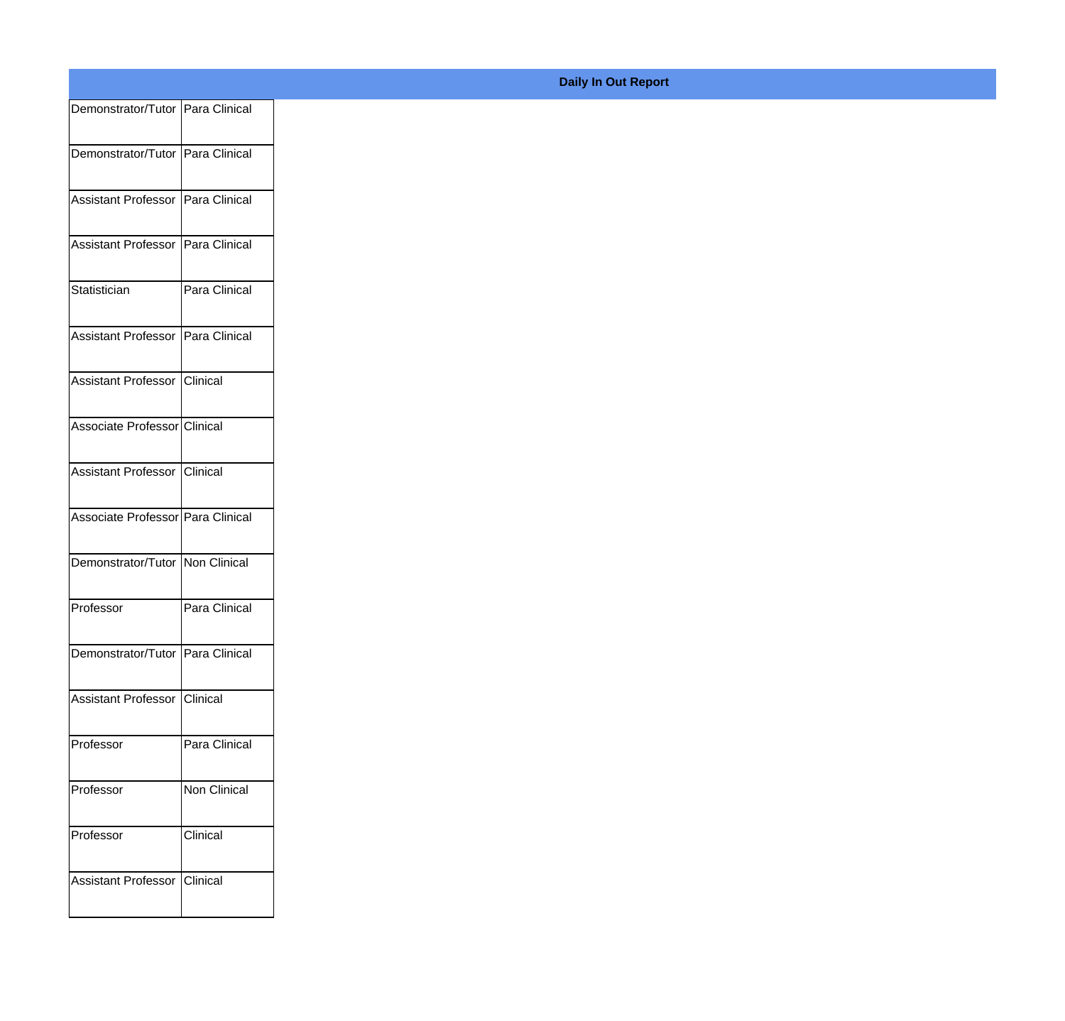**Daily In Out Report**

| | |
|---|---|
| Demonstrator/Tutor | Para Clinical |
| Demonstrator/Tutor | Para Clinical |
| Assistant Professor | Para Clinical |
| Assistant Professor | Para Clinical |
| Statistician | Para Clinical |
| Assistant Professor | Para Clinical |
| Assistant Professor | Clinical |
| Associate Professor | Clinical |
| Assistant Professor | Clinical |
| Associate Professor | Para Clinical |
| Demonstrator/Tutor | Non Clinical |
| Professor | Para Clinical |
| Demonstrator/Tutor | Para Clinical |
| Assistant Professor | Clinical |
| Professor | Para Clinical |
| Professor | Non Clinical |
| Professor | Clinical |
| Assistant Professor | Clinical |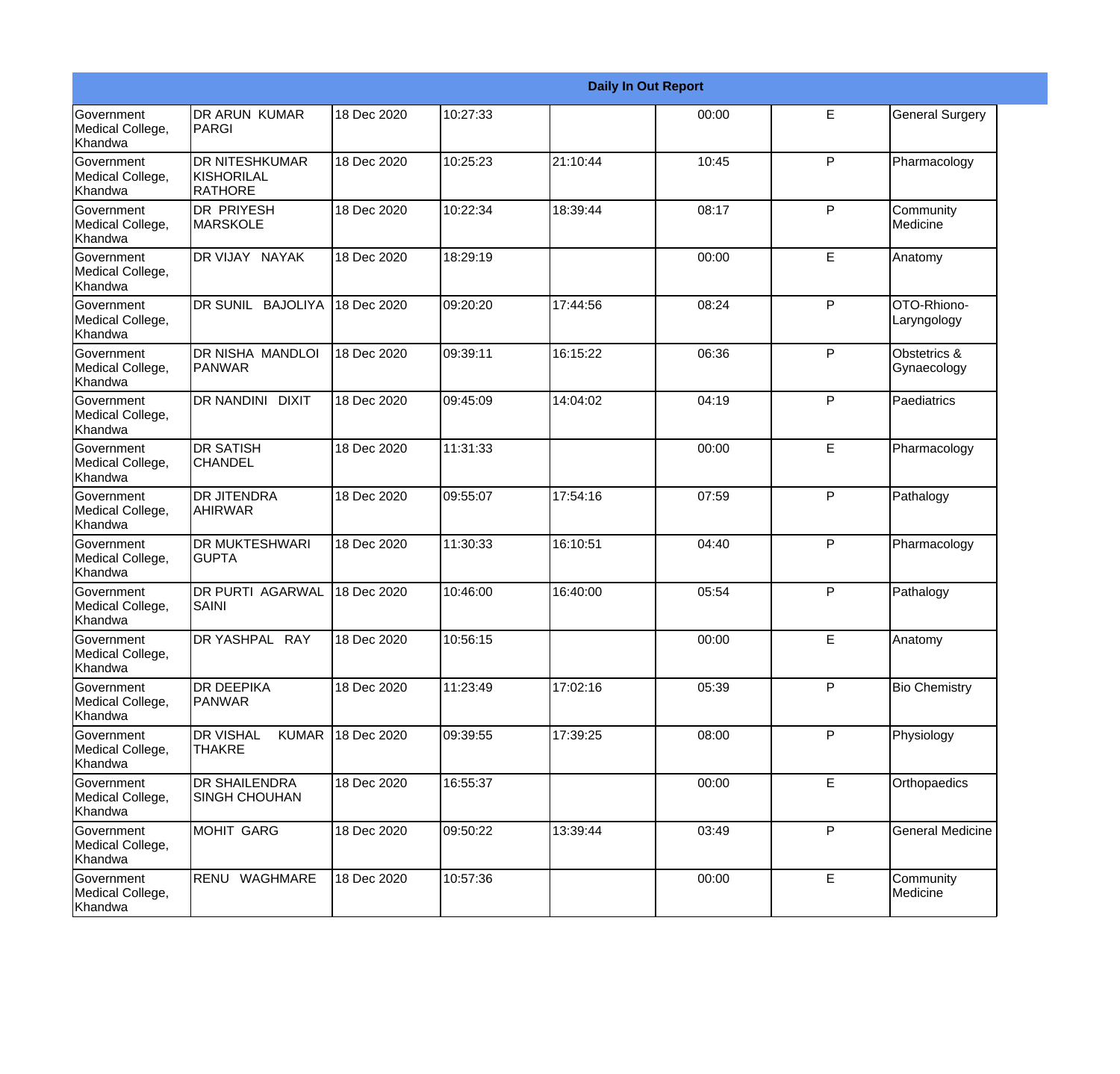| Daily In Out Report | | | | | | | |
|---|---|---|---|---|---|---|---|
| Government Medical College, Khandwa | DR ARUN KUMAR PARGI | 18 Dec 2020 | 10:27:33 | | 00:00 | E | General Surgery |
| Government Medical College, Khandwa | DR NITESHKUMAR KISHORILAL RATHORE | 18 Dec 2020 | 10:25:23 | 21:10:44 | 10:45 | P | Pharmacology |
| Government Medical College, Khandwa | DR PRIYESH MARSKOLE | 18 Dec 2020 | 10:22:34 | 18:39:44 | 08:17 | P | Community Medicine |
| Government Medical College, Khandwa | DR VIJAY NAYAK | 18 Dec 2020 | 18:29:19 | | 00:00 | E | Anatomy |
| Government Medical College, Khandwa | DR SUNIL BAJOLIYA | 18 Dec 2020 | 09:20:20 | 17:44:56 | 08:24 | P | OTO-Rhiono-Laryngology |
| Government Medical College, Khandwa | DR NISHA MANDLOI PANWAR | 18 Dec 2020 | 09:39:11 | 16:15:22 | 06:36 | P | Obstetrics & Gynaecology |
| Government Medical College, Khandwa | DR NANDINI DIXIT | 18 Dec 2020 | 09:45:09 | 14:04:02 | 04:19 | P | Paediatrics |
| Government Medical College, Khandwa | DR SATISH CHANDEL | 18 Dec 2020 | 11:31:33 | | 00:00 | E | Pharmacology |
| Government Medical College, Khandwa | DR JITENDRA AHIRWAR | 18 Dec 2020 | 09:55:07 | 17:54:16 | 07:59 | P | Pathalogy |
| Government Medical College, Khandwa | DR MUKTESHWARI GUPTA | 18 Dec 2020 | 11:30:33 | 16:10:51 | 04:40 | P | Pharmacology |
| Government Medical College, Khandwa | DR PURTI AGARWAL SAINI | 18 Dec 2020 | 10:46:00 | 16:40:00 | 05:54 | P | Pathalogy |
| Government Medical College, Khandwa | DR YASHPAL RAY | 18 Dec 2020 | 10:56:15 | | 00:00 | E | Anatomy |
| Government Medical College, Khandwa | DR DEEPIKA PANWAR | 18 Dec 2020 | 11:23:49 | 17:02:16 | 05:39 | P | Bio Chemistry |
| Government Medical College, Khandwa | DR VISHAL KUMAR THAKRE | 18 Dec 2020 | 09:39:55 | 17:39:25 | 08:00 | P | Physiology |
| Government Medical College, Khandwa | DR SHAILENDRA SINGH CHOUHAN | 18 Dec 2020 | 16:55:37 | | 00:00 | E | Orthopaedics |
| Government Medical College, Khandwa | MOHIT GARG | 18 Dec 2020 | 09:50:22 | 13:39:44 | 03:49 | P | General Medicine |
| Government Medical College, Khandwa | RENU WAGHMARE | 18 Dec 2020 | 10:57:36 | | 00:00 | E | Community Medicine |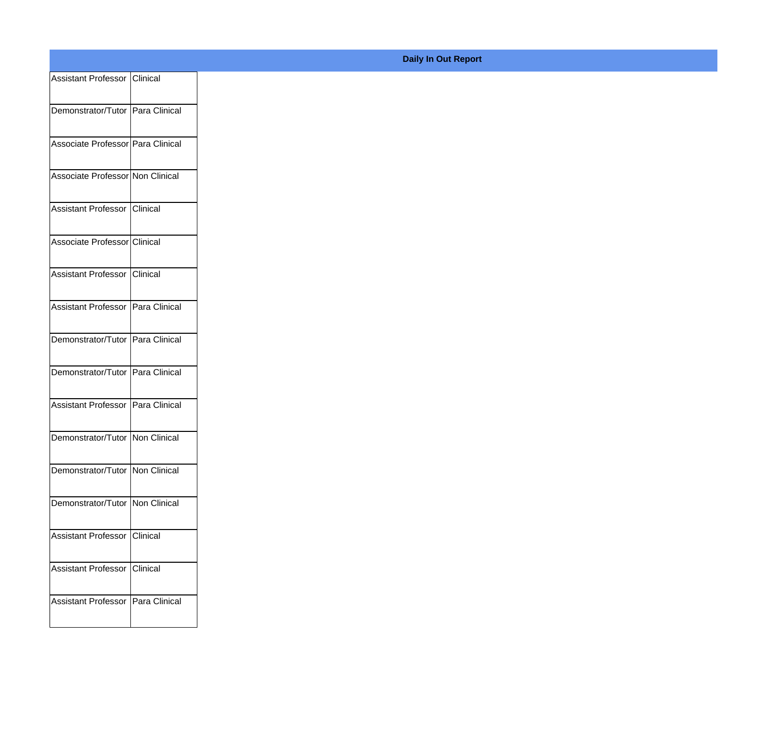**Daily In Out Report**

| | |
|---|---|
| Assistant Professor | Clinical |
| Demonstrator/Tutor | Para Clinical |
| Associate Professor | Para Clinical |
| Associate Professor | Non Clinical |
| Assistant Professor | Clinical |
| Associate Professor | Clinical |
| Assistant Professor | Clinical |
| Assistant Professor | Para Clinical |
| Demonstrator/Tutor | Para Clinical |
| Demonstrator/Tutor | Para Clinical |
| Assistant Professor | Para Clinical |
| Demonstrator/Tutor | Non Clinical |
| Demonstrator/Tutor | Non Clinical |
| Demonstrator/Tutor | Non Clinical |
| Assistant Professor | Clinical |
| Assistant Professor | Clinical |
| Assistant Professor | Para Clinical |